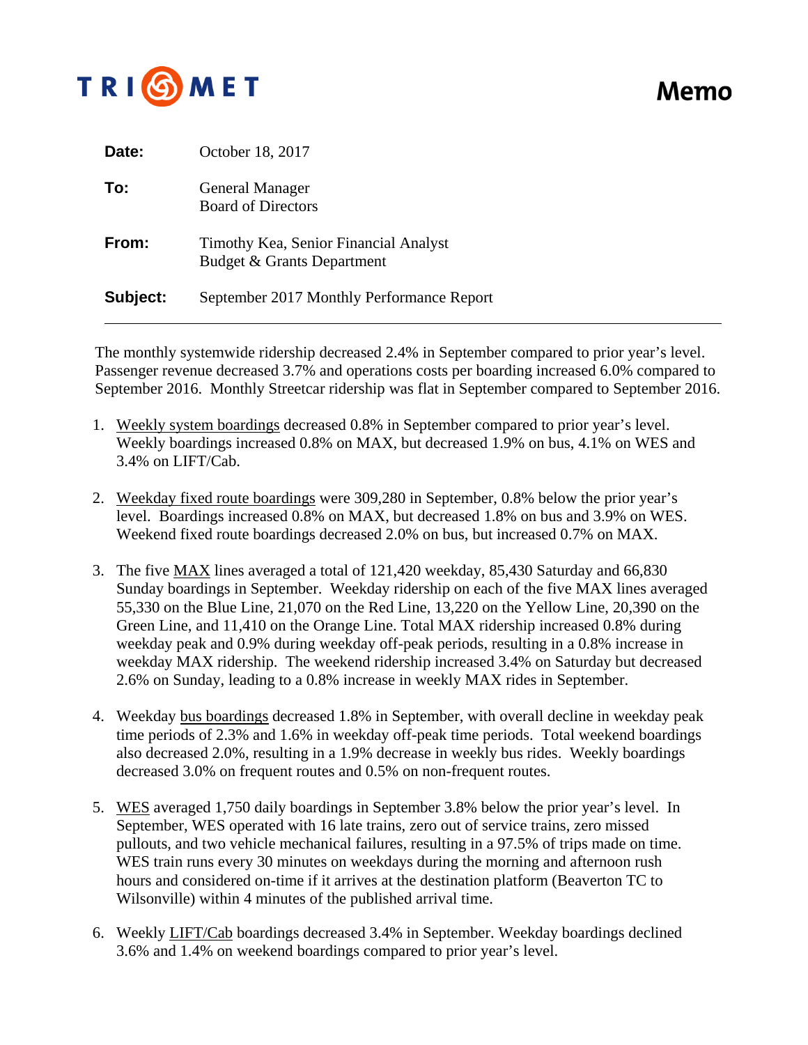**TRI MET**

# Memo

**Date:** October 18, 2017

**To:** General Manager
Board of Directors

**From:** Timothy Kea, Senior Financial Analyst
Budget & Grants Department

**Subject:** September 2017 Monthly Performance Report

---

The monthly systemwide ridership decreased 2.4% in September compared to prior year's level. Passenger revenue decreased 3.7% and operations costs per boarding increased 6.0% compared to September 2016. Monthly Streetcar ridership was flat in September compared to September 2016.

1. Weekly system boardings decreased 0.8% in September compared to prior year's level. Weekly boardings increased 0.8% on MAX, but decreased 1.9% on bus, 4.1% on WES and 3.4% on LIFT/Cab.

2. Weekday fixed route boardings were 309,280 in September, 0.8% below the prior year's level. Boardings increased 0.8% on MAX, but decreased 1.8% on bus and 3.9% on WES. Weekend fixed route boardings decreased 2.0% on bus, but increased 0.7% on MAX.

3. The five MAX lines averaged a total of 121,420 weekday, 85,430 Saturday and 66,830 Sunday boardings in September. Weekday ridership on each of the five MAX lines averaged 55,330 on the Blue Line, 21,070 on the Red Line, 13,220 on the Yellow Line, 20,390 on the Green Line, and 11,410 on the Orange Line. Total MAX ridership increased 0.8% during weekday peak and 0.9% during weekday off-peak periods, resulting in a 0.8% increase in weekday MAX ridership. The weekend ridership increased 3.4% on Saturday but decreased 2.6% on Sunday, leading to a 0.8% increase in weekly MAX rides in September.

4. Weekday bus boardings decreased 1.8% in September, with overall decline in weekday peak time periods of 2.3% and 1.6% in weekday off-peak time periods. Total weekend boardings also decreased 2.0%, resulting in a 1.9% decrease in weekly bus rides. Weekly boardings decreased 3.0% on frequent routes and 0.5% on non-frequent routes.

5. WES averaged 1,750 daily boardings in September 3.8% below the prior year's level. In September, WES operated with 16 late trains, zero out of service trains, zero missed pullouts, and two vehicle mechanical failures, resulting in a 97.5% of trips made on time. WES train runs every 30 minutes on weekdays during the morning and afternoon rush hours and considered on-time if it arrives at the destination platform (Beaverton TC to Wilsonville) within 4 minutes of the published arrival time.

6. Weekly LIFT/Cab boardings decreased 3.4% in September. Weekday boardings declined 3.6% and 1.4% on weekend boardings compared to prior year's level.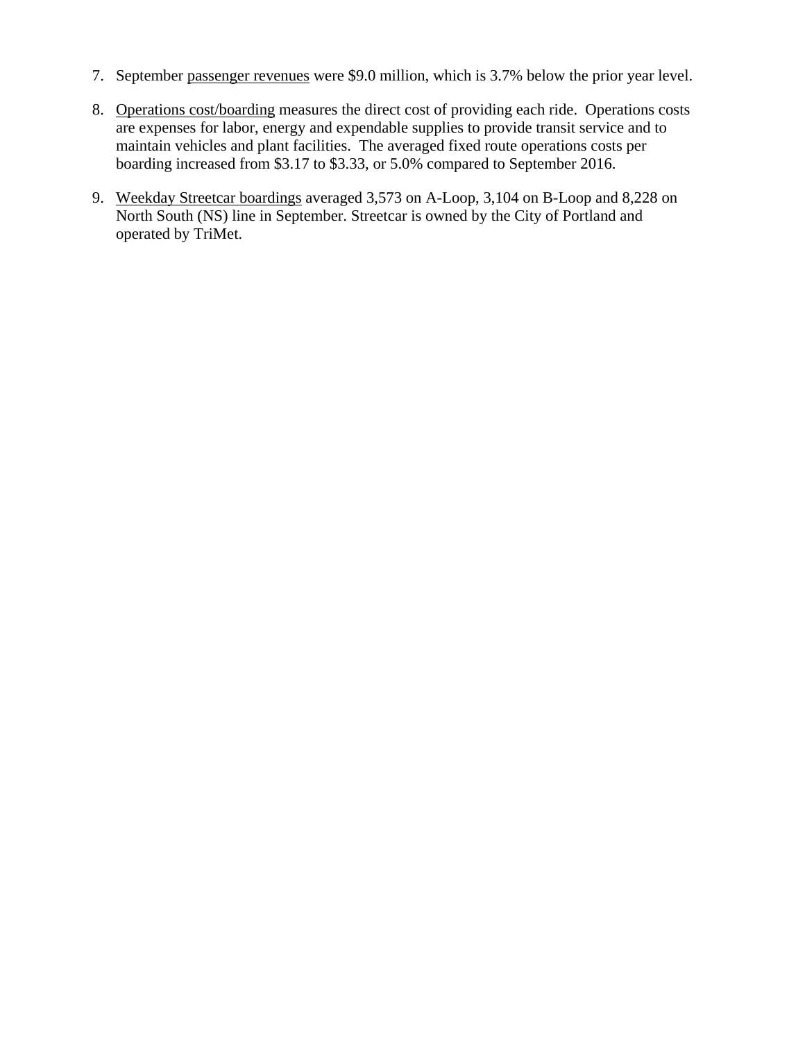7. September passenger revenues were $9.0 million, which is 3.7% below the prior year level.

8. Operations cost/boarding measures the direct cost of providing each ride. Operations costs are expenses for labor, energy and expendable supplies to provide transit service and to maintain vehicles and plant facilities. The averaged fixed route operations costs per boarding increased from $3.17 to $3.33, or 5.0% compared to September 2016.

9. Weekday Streetcar boardings averaged 3,573 on A-Loop, 3,104 on B-Loop and 8,228 on North South (NS) line in September. Streetcar is owned by the City of Portland and operated by TriMet.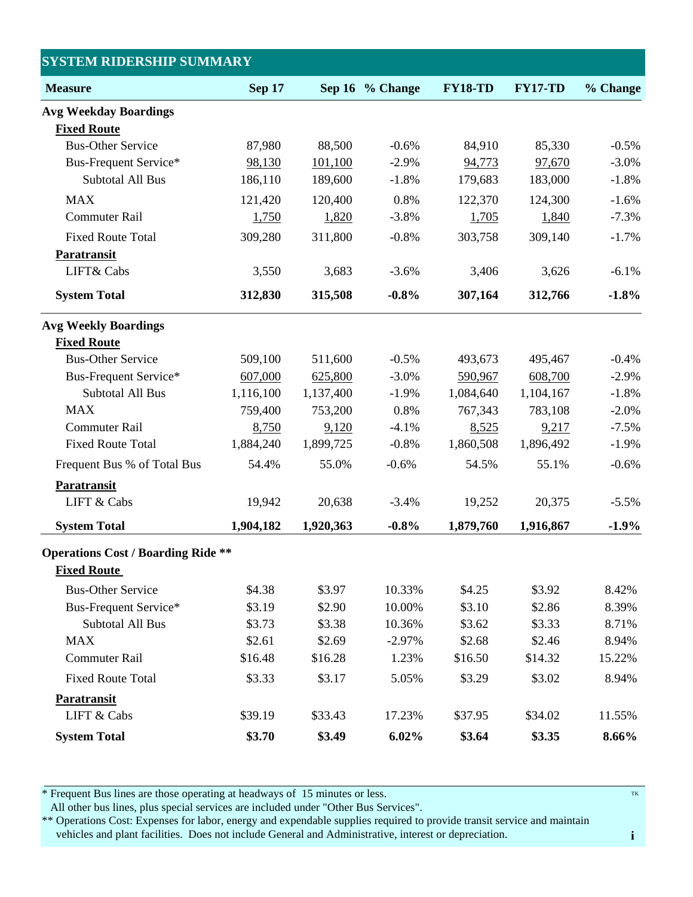## SYSTEM RIDERSHIP SUMMARY

| Measure | Sep 17 | Sep 16 | % Change | FY18-TD | FY17-TD | % Change |
|---|---|---|---|---|---|---|
| **Avg Weekday Boardings** | | | | | | |
| **Fixed Route** | | | | | | |
| Bus-Other Service | 87,980 | 88,500 | -0.6% | 84,910 | 85,330 | -0.5% |
| Bus-Frequent Service* | 98,130 | 101,100 | -2.9% | 94,773 | 97,670 | -3.0% |
| Subtotal All Bus | 186,110 | 189,600 | -1.8% | 179,683 | 183,000 | -1.8% |
| MAX | 121,420 | 120,400 | 0.8% | 122,370 | 124,300 | -1.6% |
| Commuter Rail | 1,750 | 1,820 | -3.8% | 1,705 | 1,840 | -7.3% |
| Fixed Route Total | 309,280 | 311,800 | -0.8% | 303,758 | 309,140 | -1.7% |
| **Paratransit** | | | | | | |
| LIFT& Cabs | 3,550 | 3,683 | -3.6% | 3,406 | 3,626 | -6.1% |
| **System Total** | **312,830** | **315,508** | **-0.8%** | **307,164** | **312,766** | **-1.8%** |
| **Avg Weekly Boardings** | | | | | | |
| **Fixed Route** | | | | | | |
| Bus-Other Service | 509,100 | 511,600 | -0.5% | 493,673 | 495,467 | -0.4% |
| Bus-Frequent Service* | 607,000 | 625,800 | -3.0% | 590,967 | 608,700 | -2.9% |
| Subtotal All Bus | 1,116,100 | 1,137,400 | -1.9% | 1,084,640 | 1,104,167 | -1.8% |
| MAX | 759,400 | 753,200 | 0.8% | 767,343 | 783,108 | -2.0% |
| Commuter Rail | 8,750 | 9,120 | -4.1% | 8,525 | 9,217 | -7.5% |
| Fixed Route Total | 1,884,240 | 1,899,725 | -0.8% | 1,860,508 | 1,896,492 | -1.9% |
| Frequent Bus % of Total Bus | 54.4% | 55.0% | -0.6% | 54.5% | 55.1% | -0.6% |
| **Paratransit** | | | | | | |
| LIFT & Cabs | 19,942 | 20,638 | -3.4% | 19,252 | 20,375 | -5.5% |
| **System Total** | **1,904,182** | **1,920,363** | **-0.8%** | **1,879,760** | **1,916,867** | **-1.9%** |
| **Operations Cost / Boarding Ride \*\*** | | | | | | |
| **Fixed Route** | | | | | | |
| Bus-Other Service | $4.38 | $3.97 | 10.33% | $4.25 | $3.92 | 8.42% |
| Bus-Frequent Service* | $3.19 | $2.90 | 10.00% | $3.10 | $2.86 | 8.39% |
| Subtotal All Bus | $3.73 | $3.38 | 10.36% | $3.62 | $3.33 | 8.71% |
| MAX | $2.61 | $2.69 | -2.97% | $2.68 | $2.46 | 8.94% |
| Commuter Rail | $16.48 | $16.28 | 1.23% | $16.50 | $14.32 | 15.22% |
| Fixed Route Total | $3.33 | $3.17 | 5.05% | $3.29 | $3.02 | 8.94% |
| **Paratransit** | | | | | | |
| LIFT & Cabs | $39.19 | $33.43 | 17.23% | $37.95 | $34.02 | 11.55% |
| **System Total** | **$3.70** | **$3.49** | **6.02%** | **$3.64** | **$3.35** | **8.66%** |

* Frequent Bus lines are those operating at headways of 15 minutes or less.
  All other bus lines, plus special services are included under "Other Bus Services".

** Operations Cost: Expenses for labor, energy and expendable supplies required to provide transit service and maintain vehicles and plant facilities. Does not include General and Administrative, interest or depreciation.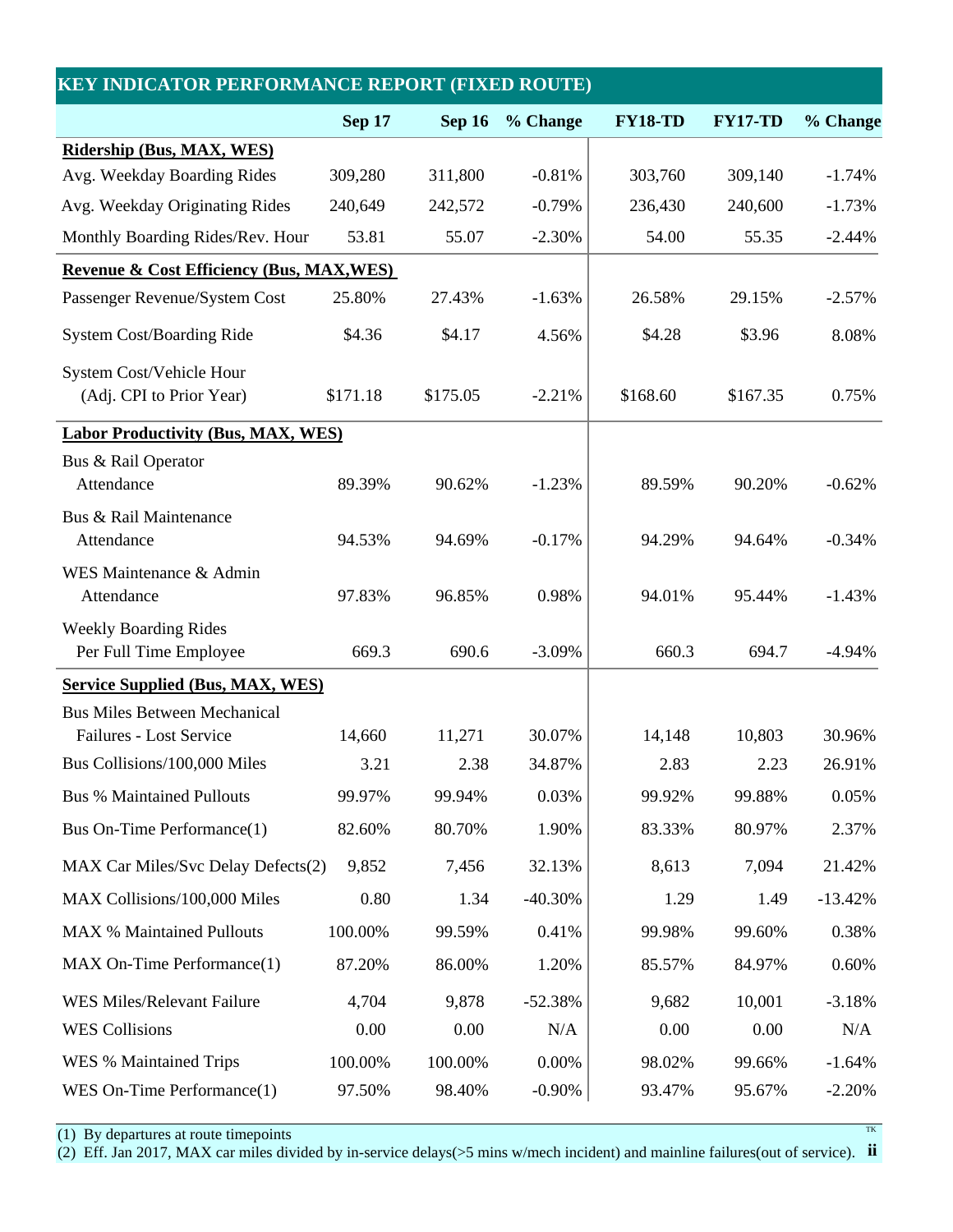## KEY INDICATOR PERFORMANCE REPORT (FIXED ROUTE)

| | Sep 17 | Sep 16 | % Change | FY18-TD | FY17-TD | % Change |
|---|---|---|---|---|---|---|
| **Ridership (Bus, MAX, WES)** | | | | | | |
| Avg. Weekday Boarding Rides | 309,280 | 311,800 | -0.81% | 303,760 | 309,140 | -1.74% |
| Avg. Weekday Originating Rides | 240,649 | 242,572 | -0.79% | 236,430 | 240,600 | -1.73% |
| Monthly Boarding Rides/Rev. Hour | 53.81 | 55.07 | -2.30% | 54.00 | 55.35 | -2.44% |
| **Revenue & Cost Efficiency (Bus, MAX,WES)** | | | | | | |
| Passenger Revenue/System Cost | 25.80% | 27.43% | -1.63% | 26.58% | 29.15% | -2.57% |
| System Cost/Boarding Ride | $4.36 | $4.17 | 4.56% | $4.28 | $3.96 | 8.08% |
| System Cost/Vehicle Hour (Adj. CPI to Prior Year) | $171.18 | $175.05 | -2.21% | $168.60 | $167.35 | 0.75% |
| **Labor Productivity (Bus, MAX, WES)** | | | | | | |
| Bus & Rail Operator Attendance | 89.39% | 90.62% | -1.23% | 89.59% | 90.20% | -0.62% |
| Bus & Rail Maintenance Attendance | 94.53% | 94.69% | -0.17% | 94.29% | 94.64% | -0.34% |
| WES Maintenance & Admin Attendance | 97.83% | 96.85% | 0.98% | 94.01% | 95.44% | -1.43% |
| Weekly Boarding Rides Per Full Time Employee | 669.3 | 690.6 | -3.09% | 660.3 | 694.7 | -4.94% |
| **Service Supplied (Bus, MAX, WES)** | | | | | | |
| Bus Miles Between Mechanical Failures - Lost Service | 14,660 | 11,271 | 30.07% | 14,148 | 10,803 | 30.96% |
| Bus Collisions/100,000 Miles | 3.21 | 2.38 | 34.87% | 2.83 | 2.23 | 26.91% |
| Bus % Maintained Pullouts | 99.97% | 99.94% | 0.03% | 99.92% | 99.88% | 0.05% |
| Bus On-Time Performance(1) | 82.60% | 80.70% | 1.90% | 83.33% | 80.97% | 2.37% |
| MAX Car Miles/Svc Delay Defects(2) | 9,852 | 7,456 | 32.13% | 8,613 | 7,094 | 21.42% |
| MAX Collisions/100,000 Miles | 0.80 | 1.34 | -40.30% | 1.29 | 1.49 | -13.42% |
| MAX % Maintained Pullouts | 100.00% | 99.59% | 0.41% | 99.98% | 99.60% | 0.38% |
| MAX On-Time Performance(1) | 87.20% | 86.00% | 1.20% | 85.57% | 84.97% | 0.60% |
| WES Miles/Relevant Failure | 4,704 | 9,878 | -52.38% | 9,682 | 10,001 | -3.18% |
| WES Collisions | 0.00 | 0.00 | N/A | 0.00 | 0.00 | N/A |
| WES % Maintained Trips | 100.00% | 100.00% | 0.00% | 98.02% | 99.66% | -1.64% |
| WES On-Time Performance(1) | 97.50% | 98.40% | -0.90% | 93.47% | 95.67% | -2.20% |

(1) By departures at route timepoints

(2) Eff. Jan 2017, MAX car miles divided by in-service delays(>5 mins w/mech incident) and mainline failures(out of service).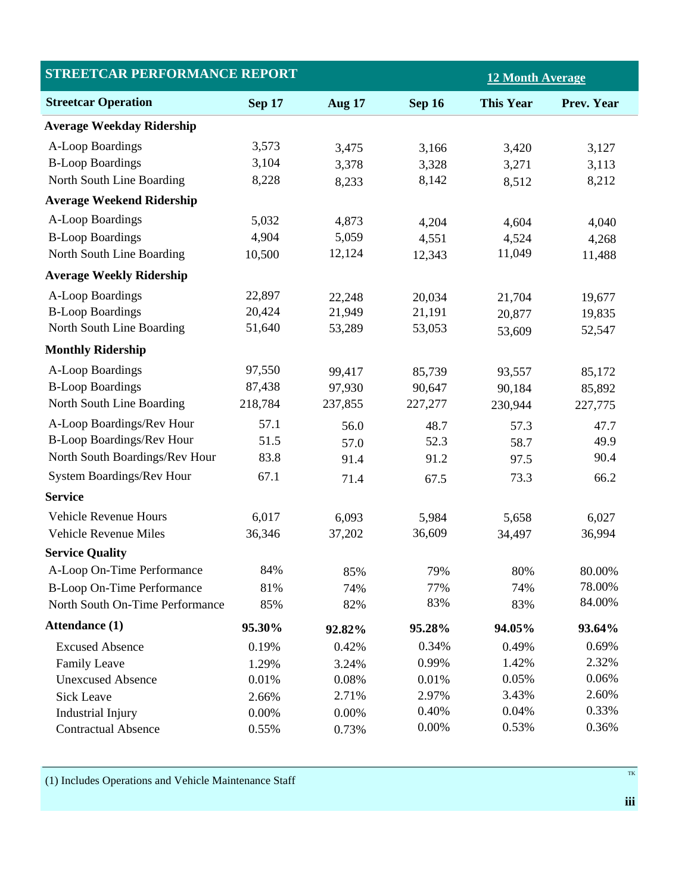## STREETCAR PERFORMANCE REPORT

| Streetcar Operation | Sep 17 | Aug 17 | Sep 16 | 12 Month Average This Year | 12 Month Average Prev. Year |
|---|---|---|---|---|---|
| **Average Weekday Ridership** | | | | | |
| A-Loop Boardings | 3,573 | 3,475 | 3,166 | 3,420 | 3,127 |
| B-Loop Boardings | 3,104 | 3,378 | 3,328 | 3,271 | 3,113 |
| North South Line Boarding | 8,228 | 8,233 | 8,142 | 8,512 | 8,212 |
| **Average Weekend Ridership** | | | | | |
| A-Loop Boardings | 5,032 | 4,873 | 4,204 | 4,604 | 4,040 |
| B-Loop Boardings | 4,904 | 5,059 | 4,551 | 4,524 | 4,268 |
| North South Line Boarding | 10,500 | 12,124 | 12,343 | 11,049 | 11,488 |
| **Average Weekly Ridership** | | | | | |
| A-Loop Boardings | 22,897 | 22,248 | 20,034 | 21,704 | 19,677 |
| B-Loop Boardings | 20,424 | 21,949 | 21,191 | 20,877 | 19,835 |
| North South Line Boarding | 51,640 | 53,289 | 53,053 | 53,609 | 52,547 |
| **Monthly Ridership** | | | | | |
| A-Loop Boardings | 97,550 | 99,417 | 85,739 | 93,557 | 85,172 |
| B-Loop Boardings | 87,438 | 97,930 | 90,647 | 90,184 | 85,892 |
| North South Line Boarding | 218,784 | 237,855 | 227,277 | 230,944 | 227,775 |
| A-Loop Boardings/Rev Hour | 57.1 | 56.0 | 48.7 | 57.3 | 47.7 |
| B-Loop Boardings/Rev Hour | 51.5 | 57.0 | 52.3 | 58.7 | 49.9 |
| North South Boardings/Rev Hour | 83.8 | 91.4 | 91.2 | 97.5 | 90.4 |
| System Boardings/Rev Hour | 67.1 | 71.4 | 67.5 | 73.3 | 66.2 |
| **Service** | | | | | |
| Vehicle Revenue Hours | 6,017 | 6,093 | 5,984 | 5,658 | 6,027 |
| Vehicle Revenue Miles | 36,346 | 37,202 | 36,609 | 34,497 | 36,994 |
| **Service Quality** | | | | | |
| A-Loop On-Time Performance | 84% | 85% | 79% | 80% | 80.00% |
| B-Loop On-Time Performance | 81% | 74% | 77% | 74% | 78.00% |
| North South On-Time Performance | 85% | 82% | 83% | 83% | 84.00% |
| **Attendance (1)** | **95.30%** | **92.82%** | **95.28%** | **94.05%** | **93.64%** |
| Excused Absence | 0.19% | 0.42% | 0.34% | 0.49% | 0.69% |
| Family Leave | 1.29% | 3.24% | 0.99% | 1.42% | 2.32% |
| Unexcused Absence | 0.01% | 0.08% | 0.01% | 0.05% | 0.06% |
| Sick Leave | 2.66% | 2.71% | 2.97% | 3.43% | 2.60% |
| Industrial Injury | 0.00% | 0.00% | 0.40% | 0.04% | 0.33% |
| Contractual Absence | 0.55% | 0.73% | 0.00% | 0.53% | 0.36% |

(1) Includes Operations and Vehicle Maintenance Staff

TK